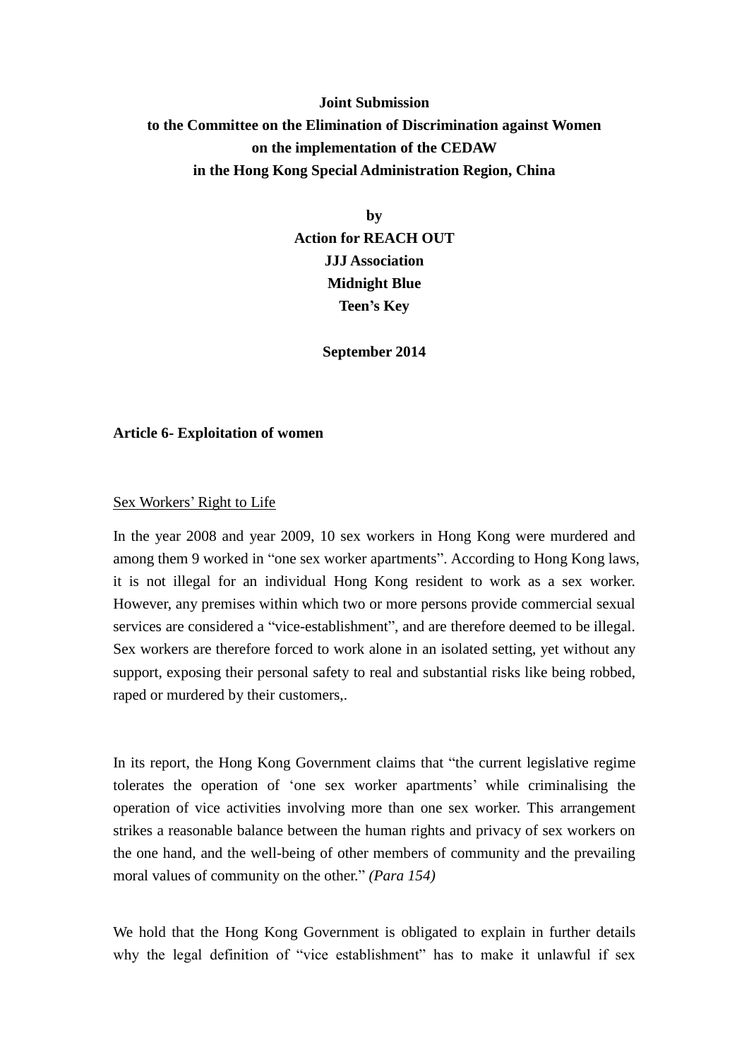**Joint Submission**
**to the Committee on the Elimination of Discrimination against Women**
**on the implementation of the CEDAW**
**in the Hong Kong Special Administration Region, China**

**by**
**Action for REACH OUT**
**JJJ Association**
**Midnight Blue**
**Teen's Key**

**September 2014**

## Article 6- Exploitation of women

<u>Sex Workers' Right to Life</u>

In the year 2008 and year 2009, 10 sex workers in Hong Kong were murdered and among them 9 worked in "one sex worker apartments". According to Hong Kong laws, it is not illegal for an individual Hong Kong resident to work as a sex worker. However, any premises within which two or more persons provide commercial sexual services are considered a "vice-establishment", and are therefore deemed to be illegal. Sex workers are therefore forced to work alone in an isolated setting, yet without any support, exposing their personal safety to real and substantial risks like being robbed, raped or murdered by their customers,.

In its report, the Hong Kong Government claims that "the current legislative regime tolerates the operation of 'one sex worker apartments' while criminalising the operation of vice activities involving more than one sex worker. This arrangement strikes a reasonable balance between the human rights and privacy of sex workers on the one hand, and the well-being of other members of community and the prevailing moral values of community on the other." *(Para 154)*

We hold that the Hong Kong Government is obligated to explain in further details why the legal definition of "vice establishment" has to make it unlawful if sex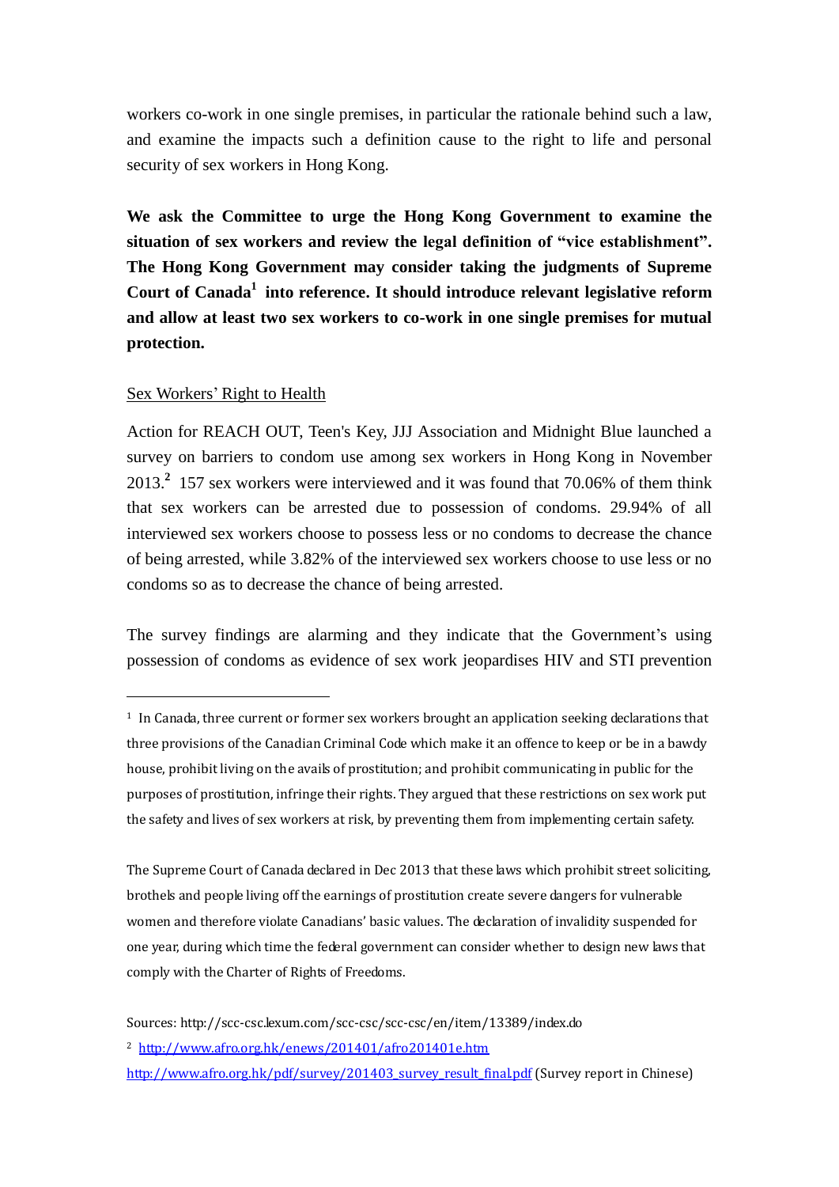workers co-work in one single premises, in particular the rationale behind such a law, and examine the impacts such a definition cause to the right to life and personal security of sex workers in Hong Kong.

**We ask the Committee to urge the Hong Kong Government to examine the situation of sex workers and review the legal definition of "vice establishment". The Hong Kong Government may consider taking the judgments of Supreme Court of Canada[1] into reference. It should introduce relevant legislative reform and allow at least two sex workers to co-work in one single premises for mutual protection.**

Sex Workers' Right to Health

Action for REACH OUT, Teen's Key, JJJ Association and Midnight Blue launched a survey on barriers to condom use among sex workers in Hong Kong in November 2013.[2] 157 sex workers were interviewed and it was found that 70.06% of them think that sex workers can be arrested due to possession of condoms. 29.94% of all interviewed sex workers choose to possess less or no condoms to decrease the chance of being arrested, while 3.82% of the interviewed sex workers choose to use less or no condoms so as to decrease the chance of being arrested.

The survey findings are alarming and they indicate that the Government's using possession of condoms as evidence of sex work jeopardises HIV and STI prevention

---

[1] In Canada, three current or former sex workers brought an application seeking declarations that three provisions of the Canadian Criminal Code which make it an offence to keep or be in a bawdy house, prohibit living on the avails of prostitution; and prohibit communicating in public for the purposes of prostitution, infringe their rights. They argued that these restrictions on sex work put the safety and lives of sex workers at risk, by preventing them from implementing certain safety.

The Supreme Court of Canada declared in Dec 2013 that these laws which prohibit street soliciting, brothels and people living off the earnings of prostitution create severe dangers for vulnerable women and therefore violate Canadians' basic values. The declaration of invalidity suspended for one year, during which time the federal government can consider whether to design new laws that comply with the Charter of Rights of Freedoms.

Sources: http://scc-csc.lexum.com/scc-csc/scc-csc/en/item/13389/index.do

[2] http://www.afro.org.hk/enews/201401/afro201401e.htm
http://www.afro.org.hk/pdf/survey/201403_survey_result_final.pdf (Survey report in Chinese)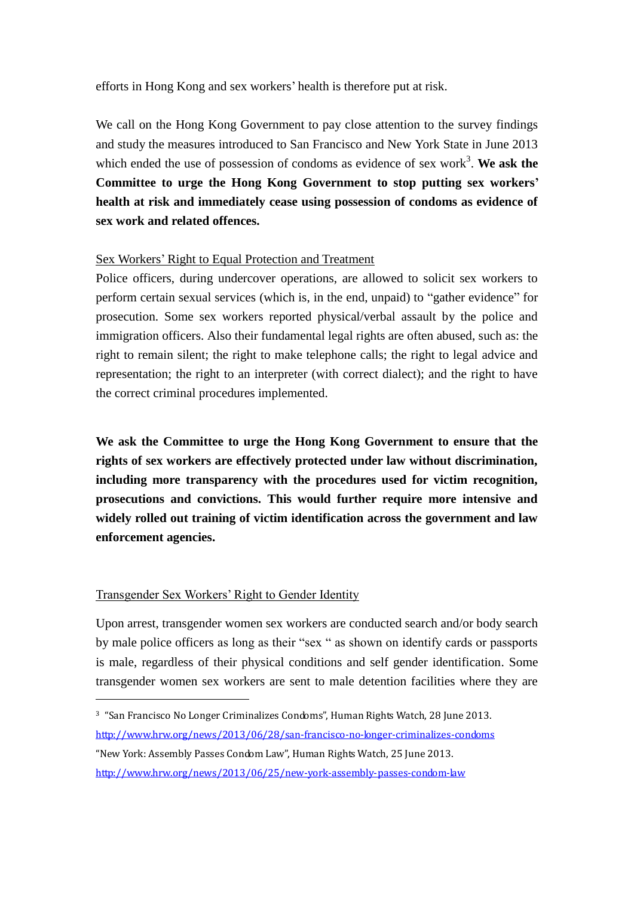efforts in Hong Kong and sex workers' health is therefore put at risk.

We call on the Hong Kong Government to pay close attention to the survey findings and study the measures introduced to San Francisco and New York State in June 2013 which ended the use of possession of condoms as evidence of sex work[3]. **We ask the Committee to urge the Hong Kong Government to stop putting sex workers' health at risk and immediately cease using possession of condoms as evidence of sex work and related offences.**

<u>Sex Workers' Right to Equal Protection and Treatment</u>

Police officers, during undercover operations, are allowed to solicit sex workers to perform certain sexual services (which is, in the end, unpaid) to "gather evidence" for prosecution. Some sex workers reported physical/verbal assault by the police and immigration officers. Also their fundamental legal rights are often abused, such as: the right to remain silent; the right to make telephone calls; the right to legal advice and representation; the right to an interpreter (with correct dialect); and the right to have the correct criminal procedures implemented.

**We ask the Committee to urge the Hong Kong Government to ensure that the rights of sex workers are effectively protected under law without discrimination, including more transparency with the procedures used for victim recognition, prosecutions and convictions. This would further require more intensive and widely rolled out training of victim identification across the government and law enforcement agencies.**

<u>Transgender Sex Workers' Right to Gender Identity</u>

Upon arrest, transgender women sex workers are conducted search and/or body search by male police officers as long as their "sex " as shown on identify cards or passports is male, regardless of their physical conditions and self gender identification. Some transgender women sex workers are sent to male detention facilities where they are

---

[3] "San Francisco No Longer Criminalizes Condoms", Human Rights Watch, 28 June 2013. http://www.hrw.org/news/2013/06/28/san-francisco-no-longer-criminalizes-condoms

"New York: Assembly Passes Condom Law", Human Rights Watch, 25 June 2013. http://www.hrw.org/news/2013/06/25/new-york-assembly-passes-condom-law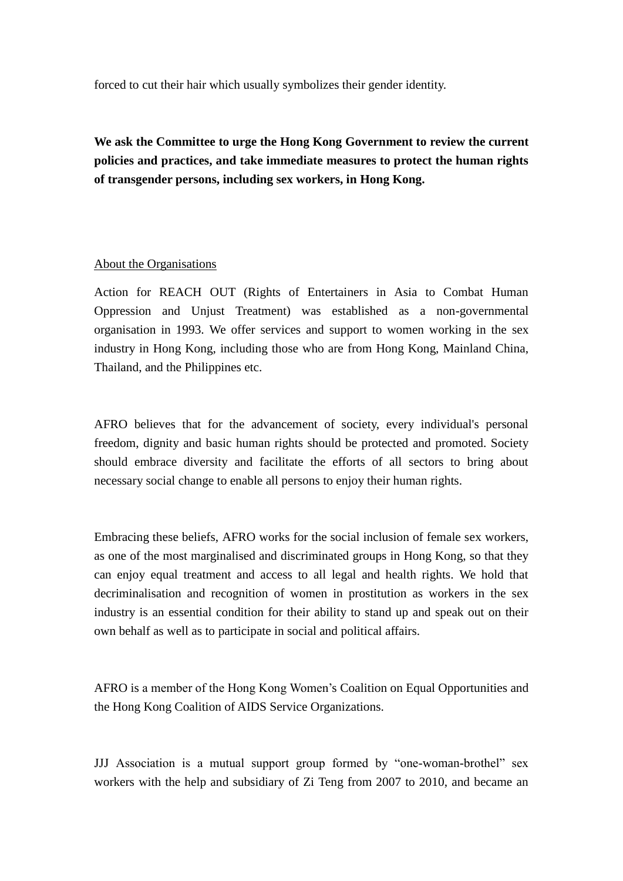forced to cut their hair which usually symbolizes their gender identity.

**We ask the Committee to urge the Hong Kong Government to review the current policies and practices, and take immediate measures to protect the human rights of transgender persons, including sex workers, in Hong Kong.**

About the Organisations

Action for REACH OUT (Rights of Entertainers in Asia to Combat Human Oppression and Unjust Treatment) was established as a non-governmental organisation in 1993. We offer services and support to women working in the sex industry in Hong Kong, including those who are from Hong Kong, Mainland China, Thailand, and the Philippines etc.

AFRO believes that for the advancement of society, every individual's personal freedom, dignity and basic human rights should be protected and promoted. Society should embrace diversity and facilitate the efforts of all sectors to bring about necessary social change to enable all persons to enjoy their human rights.

Embracing these beliefs, AFRO works for the social inclusion of female sex workers, as one of the most marginalised and discriminated groups in Hong Kong, so that they can enjoy equal treatment and access to all legal and health rights. We hold that decriminalisation and recognition of women in prostitution as workers in the sex industry is an essential condition for their ability to stand up and speak out on their own behalf as well as to participate in social and political affairs.

AFRO is a member of the Hong Kong Women's Coalition on Equal Opportunities and the Hong Kong Coalition of AIDS Service Organizations.

JJJ Association is a mutual support group formed by "one-woman-brothel" sex workers with the help and subsidiary of Zi Teng from 2007 to 2010, and became an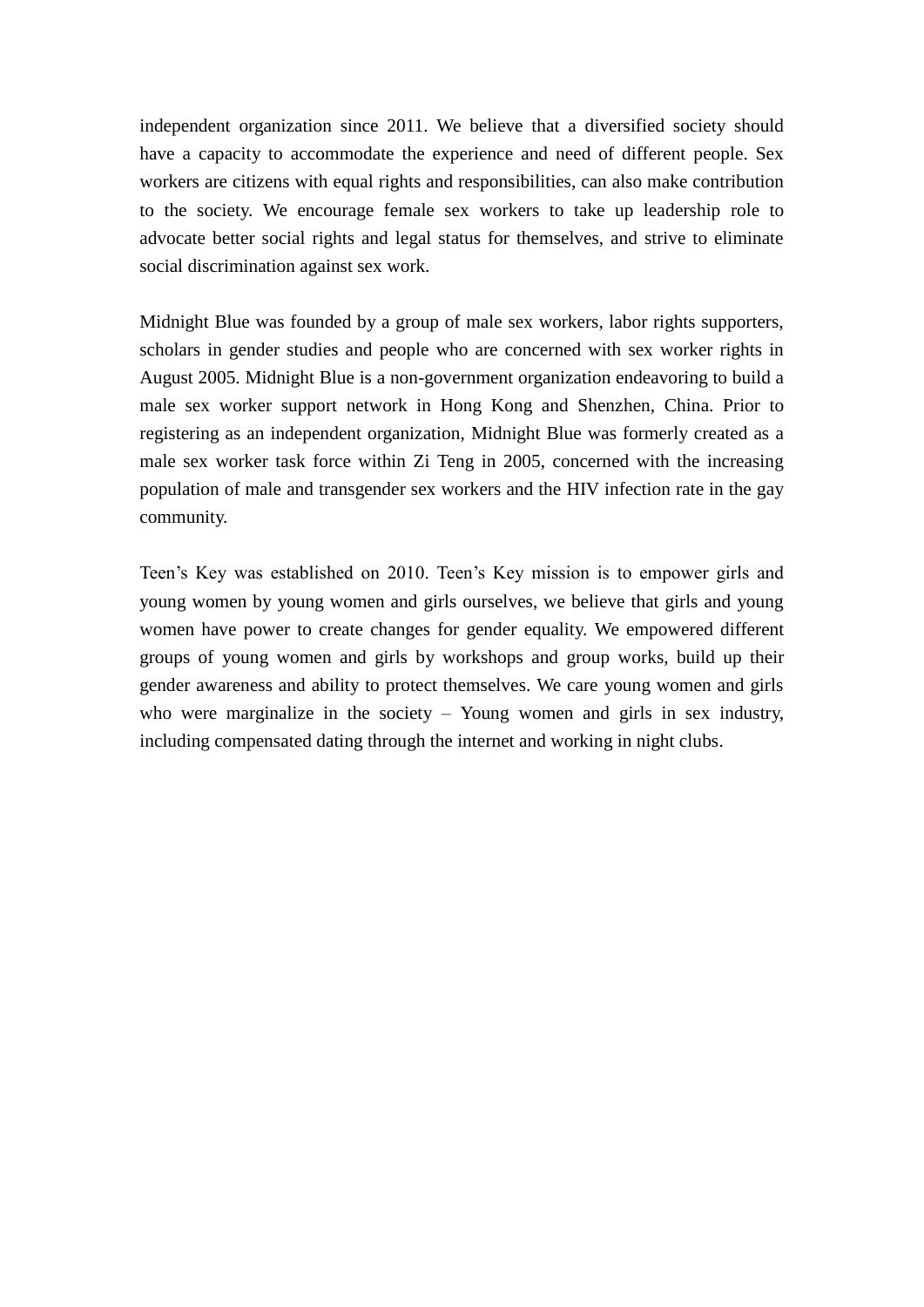independent organization since 2011. We believe that a diversified society should have a capacity to accommodate the experience and need of different people. Sex workers are citizens with equal rights and responsibilities, can also make contribution to the society. We encourage female sex workers to take up leadership role to advocate better social rights and legal status for themselves, and strive to eliminate social discrimination against sex work.

Midnight Blue was founded by a group of male sex workers, labor rights supporters, scholars in gender studies and people who are concerned with sex worker rights in August 2005. Midnight Blue is a non-government organization endeavoring to build a male sex worker support network in Hong Kong and Shenzhen, China. Prior to registering as an independent organization, Midnight Blue was formerly created as a male sex worker task force within Zi Teng in 2005, concerned with the increasing population of male and transgender sex workers and the HIV infection rate in the gay community.

Teen's Key was established on 2010. Teen's Key mission is to empower girls and young women by young women and girls ourselves, we believe that girls and young women have power to create changes for gender equality. We empowered different groups of young women and girls by workshops and group works, build up their gender awareness and ability to protect themselves. We care young women and girls who were marginalize in the society – Young women and girls in sex industry, including compensated dating through the internet and working in night clubs.